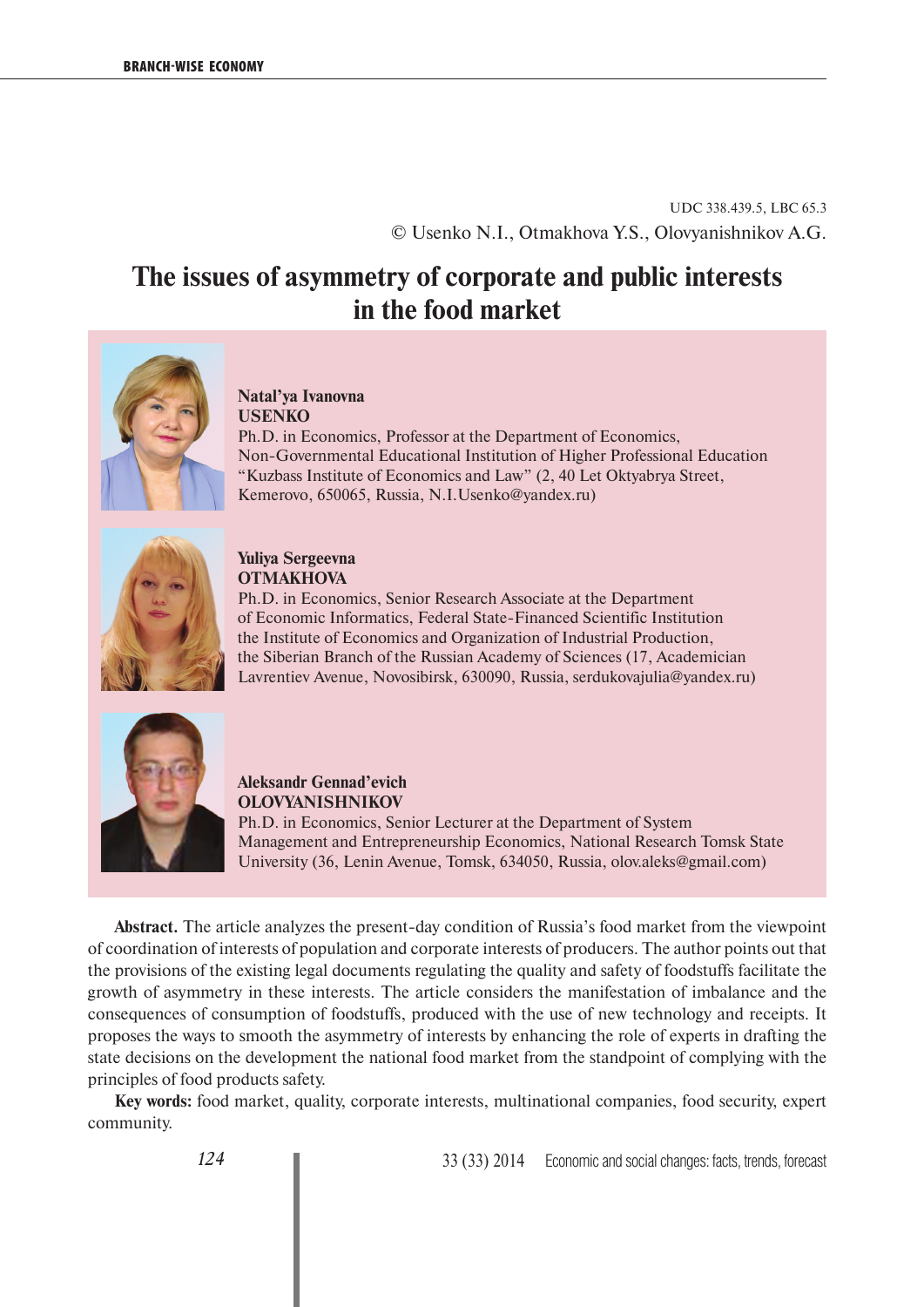UDC 338.439.5, LBC 65.3

© Usenko N.I., Otmakhova Y.S., Olovyanishnikov A.G.

# The issues of asymmetry of corporate and public interests in the food market

**Natal'ya Ivanovna USENKO**
Ph.D. in Economics, Professor at the Department of Economics, Non-Governmental Educational Institution of Higher Professional Education "Kuzbass Institute of Economics and Law" (2, 40 Let Oktyabrya Street, Kemerovo, 650065, Russia, N.I.Usenko@yandex.ru)

**Yuliya Sergeevna OTMAKHOVA**
Ph.D. in Economics, Senior Research Associate at the Department of Economic Informatics, Federal State-Financed Scientific Institution the Institute of Economics and Organization of Industrial Production, the Siberian Branch of the Russian Academy of Sciences (17, Academician Lavrentiev Avenue, Novosibirsk, 630090, Russia, serdukovajulia@yandex.ru)

**Aleksandr Gennad'evich OLOVYANISHNIKOV**
Ph.D. in Economics, Senior Lecturer at the Department of System Management and Entrepreneurship Economics, National Research Tomsk State University (36, Lenin Avenue, Tomsk, 634050, Russia, olov.aleks@gmail.com)

**Abstract.** The article analyzes the present-day condition of Russia's food market from the viewpoint of coordination of interests of population and corporate interests of producers. The author points out that the provisions of the existing legal documents regulating the quality and safety of foodstuffs facilitate the growth of asymmetry in these interests. The article considers the manifestation of imbalance and the consequences of consumption of foodstuffs, produced with the use of new technology and receipts. It proposes the ways to smooth the asymmetry of interests by enhancing the role of experts in drafting the state decisions on the development the national food market from the standpoint of complying with the principles of food products safety.

**Key words:** food market, quality, corporate interests, multinational companies, food security, expert community.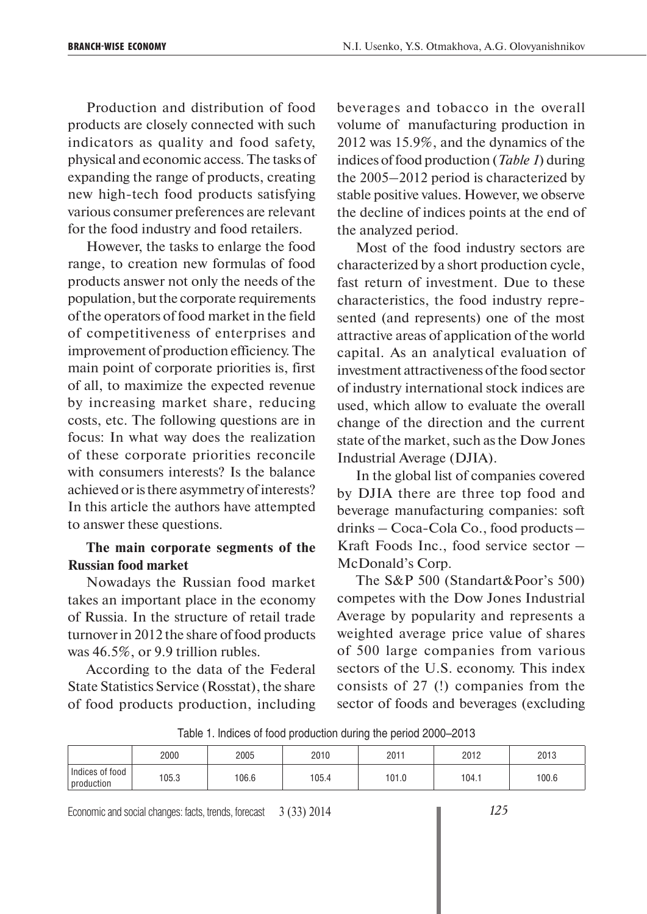Production and distribution of food products are closely connected with such indicators as quality and food safety, physical and economic access. The tasks of expanding the range of products, creating new high-tech food products satisfying various consumer preferences are relevant for the food industry and food retailers.

However, the tasks to enlarge the food range, to creation new formulas of food products answer not only the needs of the population, but the corporate requirements of the operators of food market in the field of competitiveness of enterprises and improvement of production efficiency. The main point of corporate priorities is, first of all, to maximize the expected revenue by increasing market share, reducing costs, etc. The following questions are in focus: In what way does the realization of these corporate priorities reconcile with consumers interests? Is the balance achieved or is there asymmetry of interests? In this article the authors have attempted to answer these questions.

**The main corporate segments of the Russian food market**

Nowadays the Russian food market takes an important place in the economy of Russia. In the structure of retail trade turnover in 2012 the share of food products was 46.5%, or 9.9 trillion rubles.

According to the data of the Federal State Statistics Service (Rosstat), the share of food products production, including beverages and tobacco in the overall volume of manufacturing production in 2012 was 15.9%, and the dynamics of the indices of food production (*Table 1*) during the 2005–2012 period is characterized by stable positive values. However, we observe the decline of indices points at the end of the analyzed period.

Most of the food industry sectors are characterized by a short production cycle, fast return of investment. Due to these characteristics, the food industry represented (and represents) one of the most attractive areas of application of the world capital. As an analytical evaluation of investment attractiveness of the food sector of industry international stock indices are used, which allow to evaluate the overall change of the direction and the current state of the market, such as the Dow Jones Industrial Average (DJIA).

In the global list of companies covered by DJIA there are three top food and beverage manufacturing companies: soft drinks – Coca-Cola Co., food products – Kraft Foods Inc., food service sector – McDonald's Corp.

The S&P 500 (Standart&Poor's 500) competes with the Dow Jones Industrial Average by popularity and represents a weighted average price value of shares of 500 large companies from various sectors of the U.S. economy. This index consists of 27 (!) companies from the sector of foods and beverages (excluding

Table 1. Indices of food production during the period 2000–2013

| | 2000 | 2005 | 2010 | 2011 | 2012 | 2013 |
|---|---|---|---|---|---|---|
| Indices of food production | 105.3 | 106.6 | 105.4 | 101.0 | 104.1 | 100.6 |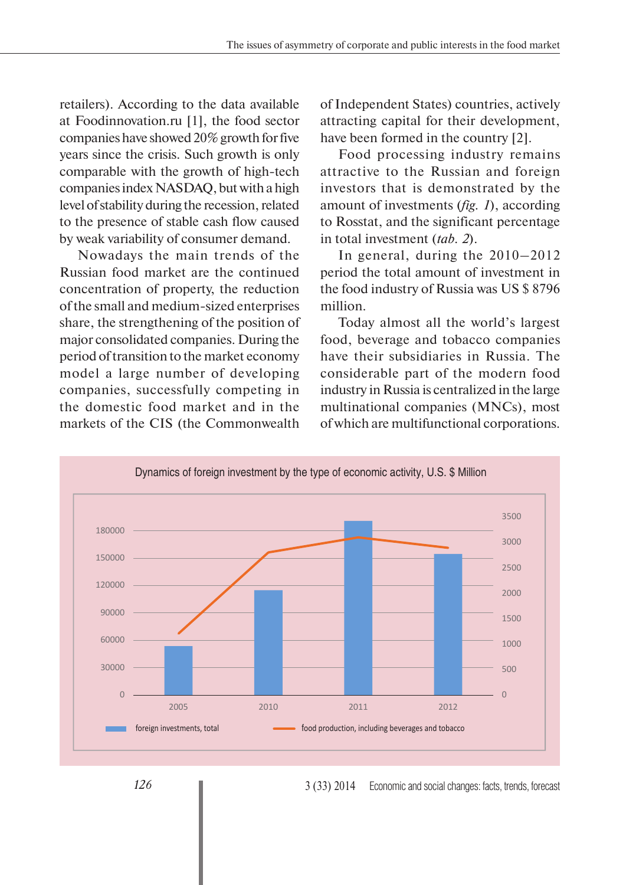retailers). According to the data available at Foodinnovation.ru [1], the food sector companies have showed 20% growth for five years since the crisis. Such growth is only comparable with the growth of high-tech companies index NASDAQ, but with a high level of stability during the recession, related to the presence of stable cash flow caused by weak variability of consumer demand.

Nowadays the main trends of the Russian food market are the continued concentration of property, the reduction of the small and medium-sized enterprises share, the strengthening of the position of major consolidated companies. During the period of transition to the market economy model a large number of developing companies, successfully competing in the domestic food market and in the markets of the CIS (the Commonwealth of Independent States) countries, actively attracting capital for their development, have been formed in the country [2].

Food processing industry remains attractive to the Russian and foreign investors that is demonstrated by the amount of investments (*fig. 1*), according to Rosstat, and the significant percentage in total investment (*tab. 2*).

In general, during the 2010–2012 period the total amount of investment in the food industry of Russia was US $ 8796 million.

Today almost all the world's largest food, beverage and tobacco companies have their subsidiaries in Russia. The considerable part of the modern food industry in Russia is centralized in the large multinational companies (MNCs), most of which are multifunctional corporations.

Dynamics of foreign investment by the type of economic activity, U.S. $ Million

Legend: foreign investments, total (bars, left axis 0–180000); food production, including beverages and tobacco (line, right axis 0–3500). Years: 2005, 2010, 2011, 2012.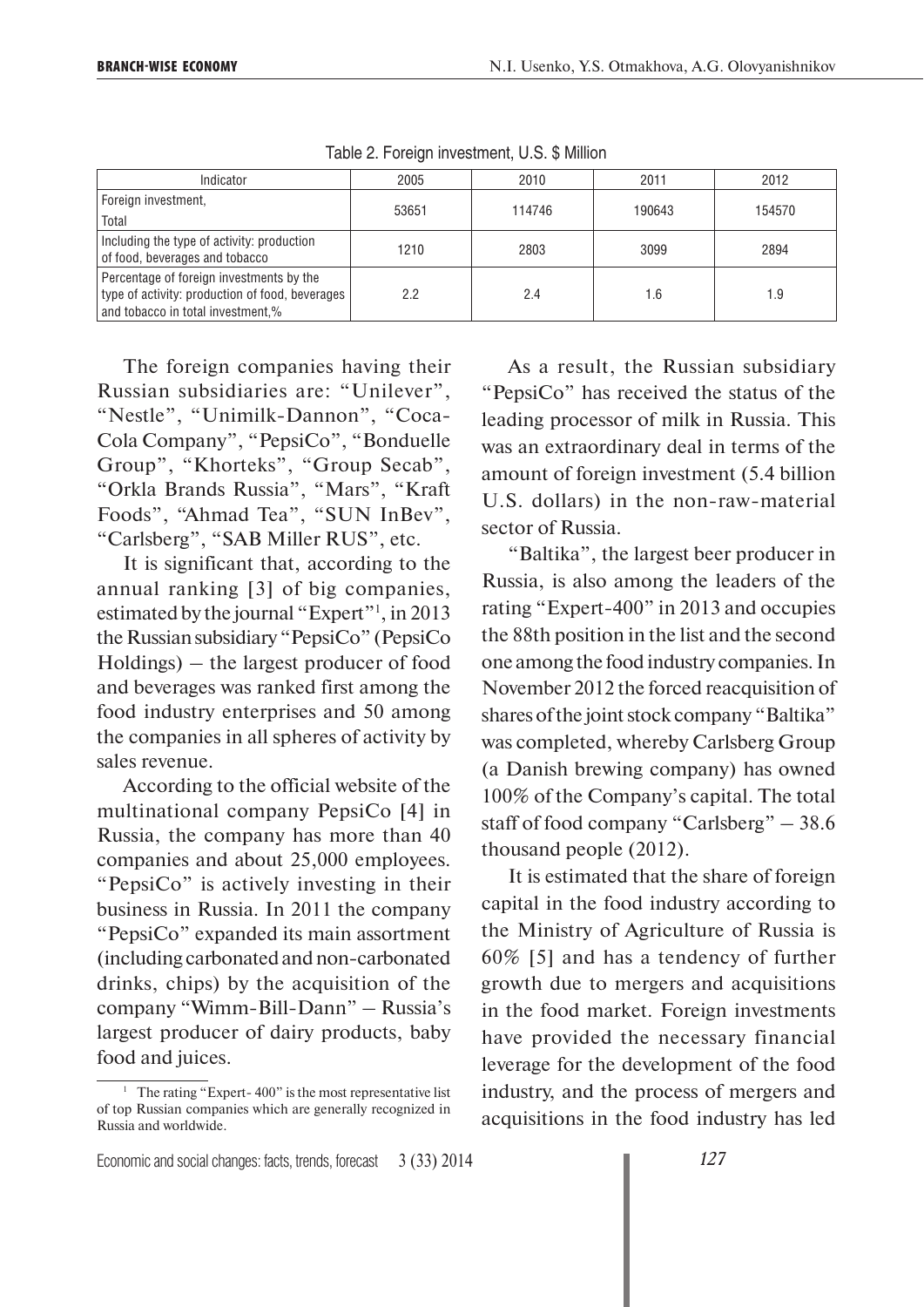Table 2. Foreign investment, U.S. $ Million

| Indicator | 2005 | 2010 | 2011 | 2012 |
|---|---|---|---|---|
| Foreign investment, Total | 53651 | 114746 | 190643 | 154570 |
| Including the type of activity: production of food, beverages and tobacco | 1210 | 2803 | 3099 | 2894 |
| Percentage of foreign investments by the type of activity: production of food, beverages and tobacco in total investment,% | 2.2 | 2.4 | 1.6 | 1.9 |

The foreign companies having their Russian subsidiaries are: "Unilever", "Nestle", "Unimilk-Dannon", "Coca-Cola Company", "PepsiCo", "Bonduelle Group", "Khorteks", "Group Secab", "Orkla Brands Russia", "Mars", "Kraft Foods", "Ahmad Tea", "SUN InBev", "Carlsberg", "SAB Miller RUS", etc.

It is significant that, according to the annual ranking [3] of big companies, estimated by the journal "Expert"[1], in 2013 the Russian subsidiary "PepsiCo" (PepsiCo Holdings) – the largest producer of food and beverages was ranked first among the food industry enterprises and 50 among the companies in all spheres of activity by sales revenue.

According to the official website of the multinational company PepsiCo [4] in Russia, the company has more than 40 companies and about 25,000 employees. "PepsiCo" is actively investing in their business in Russia. In 2011 the company "PepsiCo" expanded its main assortment (including carbonated and non-carbonated drinks, chips) by the acquisition of the company "Wimm-Bill-Dann" – Russia's largest producer of dairy products, baby food and juices.

As a result, the Russian subsidiary "PepsiCo" has received the status of the leading processor of milk in Russia. This was an extraordinary deal in terms of the amount of foreign investment (5.4 billion U.S. dollars) in the non-raw-material sector of Russia.

"Baltika", the largest beer producer in Russia, is also among the leaders of the rating "Expert-400" in 2013 and occupies the 88th position in the list and the second one among the food industry companies. In November 2012 the forced reacquisition of shares of the joint stock company "Baltika" was completed, whereby Carlsberg Group (a Danish brewing company) has owned 100% of the Company's capital. The total staff of food company "Carlsberg" – 38.6 thousand people (2012).

It is estimated that the share of foreign capital in the food industry according to the Ministry of Agriculture of Russia is 60% [5] and has a tendency of further growth due to mergers and acquisitions in the food market. Foreign investments have provided the necessary financial leverage for the development of the food industry, and the process of mergers and acquisitions in the food industry has led

[1] The rating "Expert- 400" is the most representative list of top Russian companies which are generally recognized in Russia and worldwide.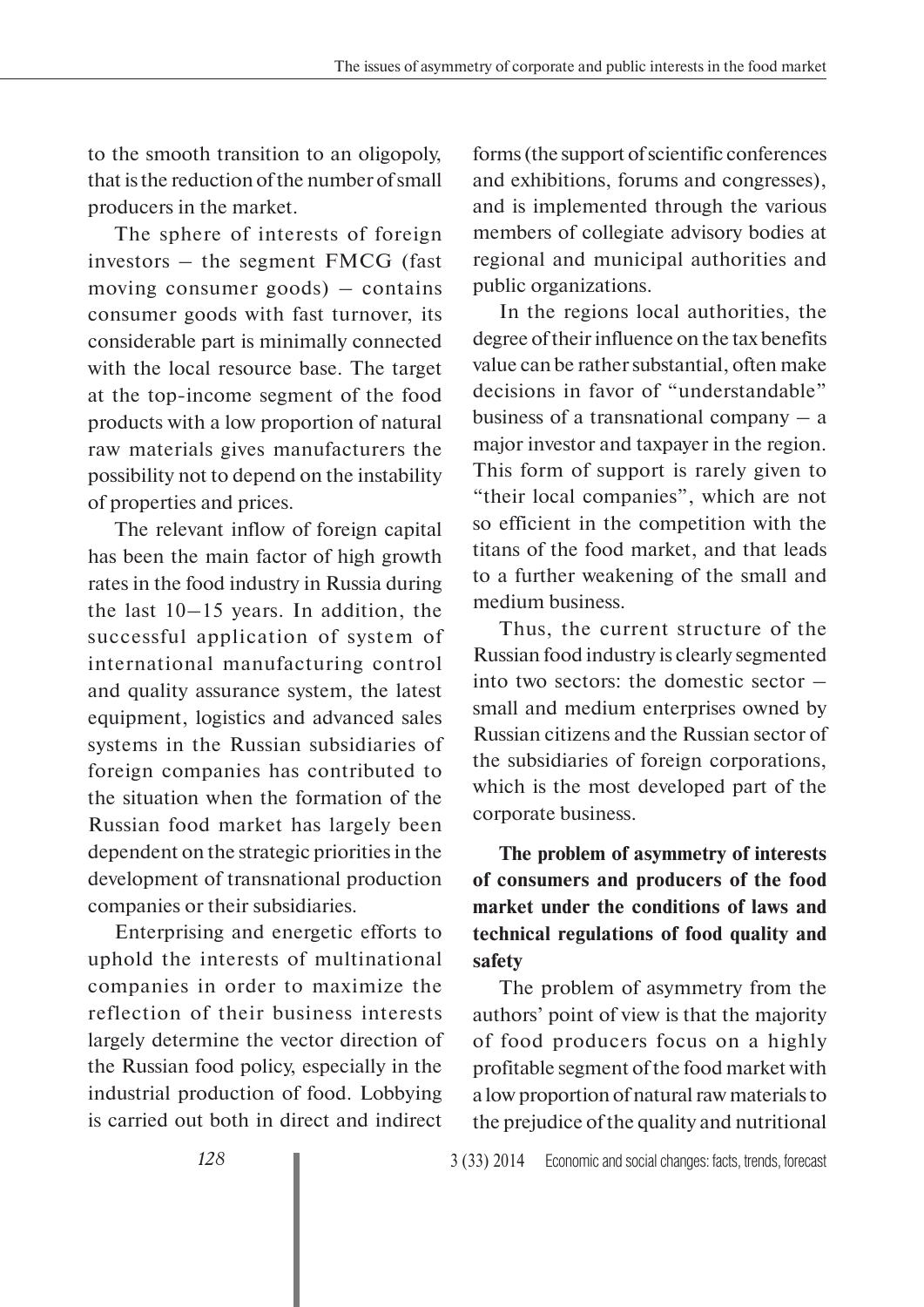to the smooth transition to an oligopoly, that is the reduction of the number of small producers in the market.

The sphere of interests of foreign investors – the segment FMCG (fast moving consumer goods) – contains consumer goods with fast turnover, its considerable part is minimally connected with the local resource base. The target at the top-income segment of the food products with a low proportion of natural raw materials gives manufacturers the possibility not to depend on the instability of properties and prices.

The relevant inflow of foreign capital has been the main factor of high growth rates in the food industry in Russia during the last 10–15 years. In addition, the successful application of system of international manufacturing control and quality assurance system, the latest equipment, logistics and advanced sales systems in the Russian subsidiaries of foreign companies has contributed to the situation when the formation of the Russian food market has largely been dependent on the strategic priorities in the development of transnational production companies or their subsidiaries.

Enterprising and energetic efforts to uphold the interests of multinational companies in order to maximize the reflection of their business interests largely determine the vector direction of the Russian food policy, especially in the industrial production of food. Lobbying is carried out both in direct and indirect forms (the support of scientific conferences and exhibitions, forums and congresses), and is implemented through the various members of collegiate advisory bodies at regional and municipal authorities and public organizations.

In the regions local authorities, the degree of their influence on the tax benefits value can be rather substantial, often make decisions in favor of "understandable" business of a transnational company – a major investor and taxpayer in the region. This form of support is rarely given to "their local companies", which are not so efficient in the competition with the titans of the food market, and that leads to a further weakening of the small and medium business.

Thus, the current structure of the Russian food industry is clearly segmented into two sectors: the domestic sector – small and medium enterprises owned by Russian citizens and the Russian sector of the subsidiaries of foreign corporations, which is the most developed part of the corporate business.

**The problem of asymmetry of interests of consumers and producers of the food market under the conditions of laws and technical regulations of food quality and safety**

The problem of asymmetry from the authors' point of view is that the majority of food producers focus on a highly profitable segment of the food market with a low proportion of natural raw materials to the prejudice of the quality and nutritional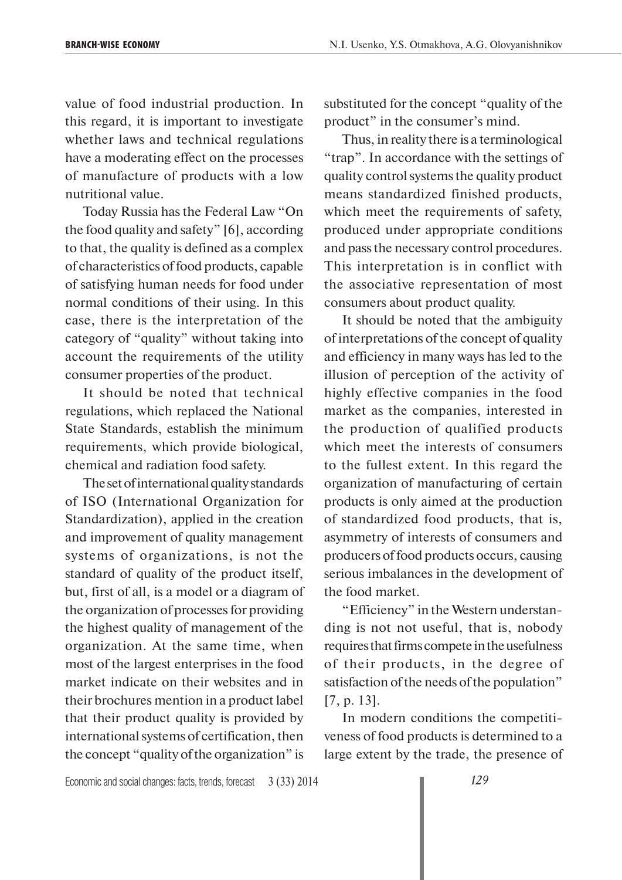value of food industrial production. In this regard, it is important to investigate whether laws and technical regulations have a moderating effect on the processes of manufacture of products with a low nutritional value.

Today Russia has the Federal Law "On the food quality and safety" [6], according to that, the quality is defined as a complex of characteristics of food products, capable of satisfying human needs for food under normal conditions of their using. In this case, there is the interpretation of the category of "quality" without taking into account the requirements of the utility consumer properties of the product.

It should be noted that technical regulations, which replaced the National State Standards, establish the minimum requirements, which provide biological, chemical and radiation food safety.

The set of international quality standards of ISO (International Organization for Standardization), applied in the creation and improvement of quality management systems of organizations, is not the standard of quality of the product itself, but, first of all, is a model or a diagram of the organization of processes for providing the highest quality of management of the organization. At the same time, when most of the largest enterprises in the food market indicate on their websites and in their brochures mention in a product label that their product quality is provided by international systems of certification, then the concept "quality of the organization" is substituted for the concept "quality of the product" in the consumer's mind.

Thus, in reality there is a terminological "trap". In accordance with the settings of quality control systems the quality product means standardized finished products, which meet the requirements of safety, produced under appropriate conditions and pass the necessary control procedures. This interpretation is in conflict with the associative representation of most consumers about product quality.

It should be noted that the ambiguity of interpretations of the concept of quality and efficiency in many ways has led to the illusion of perception of the activity of highly effective companies in the food market as the companies, interested in the production of qualified products which meet the interests of consumers to the fullest extent. In this regard the organization of manufacturing of certain products is only aimed at the production of standardized food products, that is, asymmetry of interests of consumers and producers of food products occurs, causing serious imbalances in the development of the food market.

"Efficiency" in the Western understanding is not not useful, that is, nobody requires that firms compete in the usefulness of their products, in the degree of satisfaction of the needs of the population" [7, p. 13].

In modern conditions the competitiveness of food products is determined to a large extent by the trade, the presence of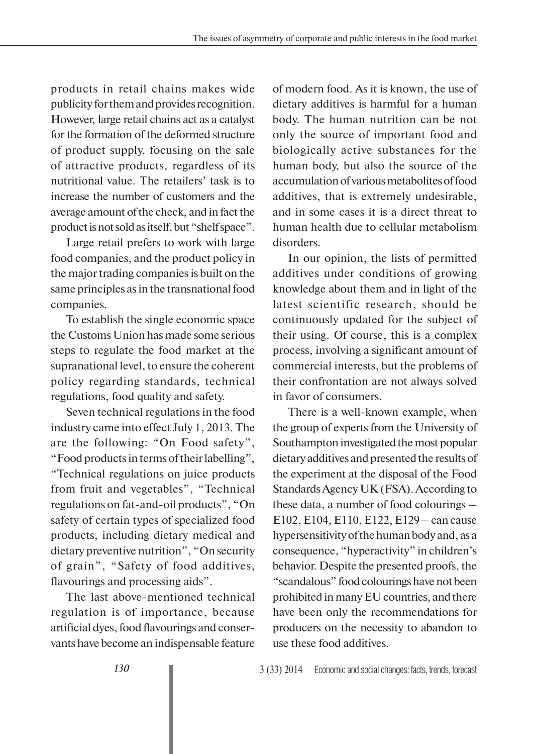products in retail chains makes wide publicity for them and provides recognition. However, large retail chains act as a catalyst for the formation of the deformed structure of product supply, focusing on the sale of attractive products, regardless of its nutritional value. The retailers' task is to increase the number of customers and the average amount of the check, and in fact the product is not sold as itself, but "shelf space".

Large retail prefers to work with large food companies, and the product policy in the major trading companies is built on the same principles as in the transnational food companies.

To establish the single economic space the Customs Union has made some serious steps to regulate the food market at the supranational level, to ensure the coherent policy regarding standards, technical regulations, food quality and safety.

Seven technical regulations in the food industry came into effect July 1, 2013. The are the following: "On Food safety", "Food products in terms of their labelling", "Technical regulations on juice products from fruit and vegetables", "Technical regulations on fat-and-oil products", "On safety of certain types of specialized food products, including dietary medical and dietary preventive nutrition", "On security of grain", "Safety of food additives, flavourings and processing aids".

The last above-mentioned technical regulation is of importance, because artificial dyes, food flavourings and conservants have become an indispensable feature of modern food. As it is known, the use of dietary additives is harmful for a human body. The human nutrition can be not only the source of important food and biologically active substances for the human body, but also the source of the accumulation of various metabolites of food additives, that is extremely undesirable, and in some cases it is a direct threat to human health due to cellular metabolism disorders.

In our opinion, the lists of permitted additives under conditions of growing knowledge about them and in light of the latest scientific research, should be continuously updated for the subject of their using. Of course, this is a complex process, involving a significant amount of commercial interests, but the problems of their confrontation are not always solved in favor of consumers.

There is a well-known example, when the group of experts from the University of Southampton investigated the most popular dietary additives and presented the results of the experiment at the disposal of the Food Standards Agency UK (FSA). According to these data, a number of food colourings – E102, E104, E110, E122, E129 – can cause hypersensitivity of the human body and, as a consequence, "hyperactivity" in children's behavior. Despite the presented proofs, the "scandalous" food colourings have not been prohibited in many EU countries, and there have been only the recommendations for producers on the necessity to abandon to use these food additives.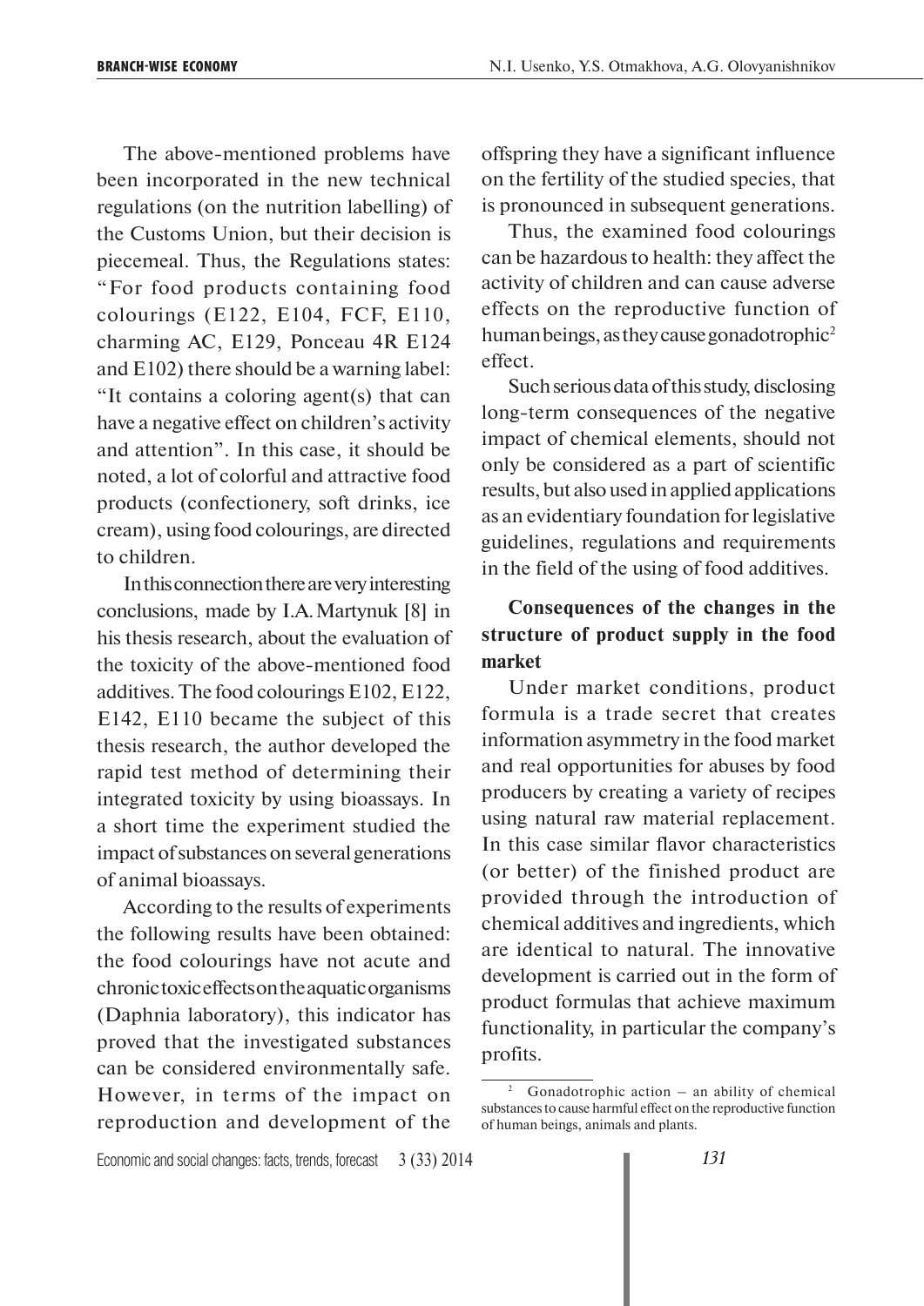The above-mentioned problems have been incorporated in the new technical regulations (on the nutrition labelling) of the Customs Union, but their decision is piecemeal. Thus, the Regulations states: "For food products containing food colourings (E122, E104, FCF, E110, charming AC, E129, Ponceau 4R E124 and E102) there should be a warning label: "It contains a coloring agent(s) that can have a negative effect on children's activity and attention". In this case, it should be noted, a lot of colorful and attractive food products (confectionery, soft drinks, ice cream), using food colourings, are directed to children.

In this connection there are very interesting conclusions, made by I.A. Martynuk [8] in his thesis research, about the evaluation of the toxicity of the above-mentioned food additives. The food colourings E102, E122, E142, E110 became the subject of this thesis research, the author developed the rapid test method of determining their integrated toxicity by using bioassays. In a short time the experiment studied the impact of substances on several generations of animal bioassays.

According to the results of experiments the following results have been obtained: the food colourings have not acute and chronic toxic effects on the aquatic organisms (Daphnia laboratory), this indicator has proved that the investigated substances can be considered environmentally safe. However, in terms of the impact on reproduction and development of the offspring they have a significant influence on the fertility of the studied species, that is pronounced in subsequent generations.

Thus, the examined food colourings can be hazardous to health: they affect the activity of children and can cause adverse effects on the reproductive function of human beings, as they cause gonadotrophic[2] effect.

Such serious data of this study, disclosing long-term consequences of the negative impact of chemical elements, should not only be considered as a part of scientific results, but also used in applied applications as an evidentiary foundation for legislative guidelines, regulations and requirements in the field of the using of food additives.

### Consequences of the changes in the structure of product supply in the food market

Under market conditions, product formula is a trade secret that creates information asymmetry in the food market and real opportunities for abuses by food producers by creating a variety of recipes using natural raw material replacement. In this case similar flavor characteristics (or better) of the finished product are provided through the introduction of chemical additives and ingredients, which are identical to natural. The innovative development is carried out in the form of product formulas that achieve maximum functionality, in particular the company's profits.

[2] Gonadotrophic action – an ability of chemical substances to cause harmful effect on the reproductive function of human beings, animals and plants.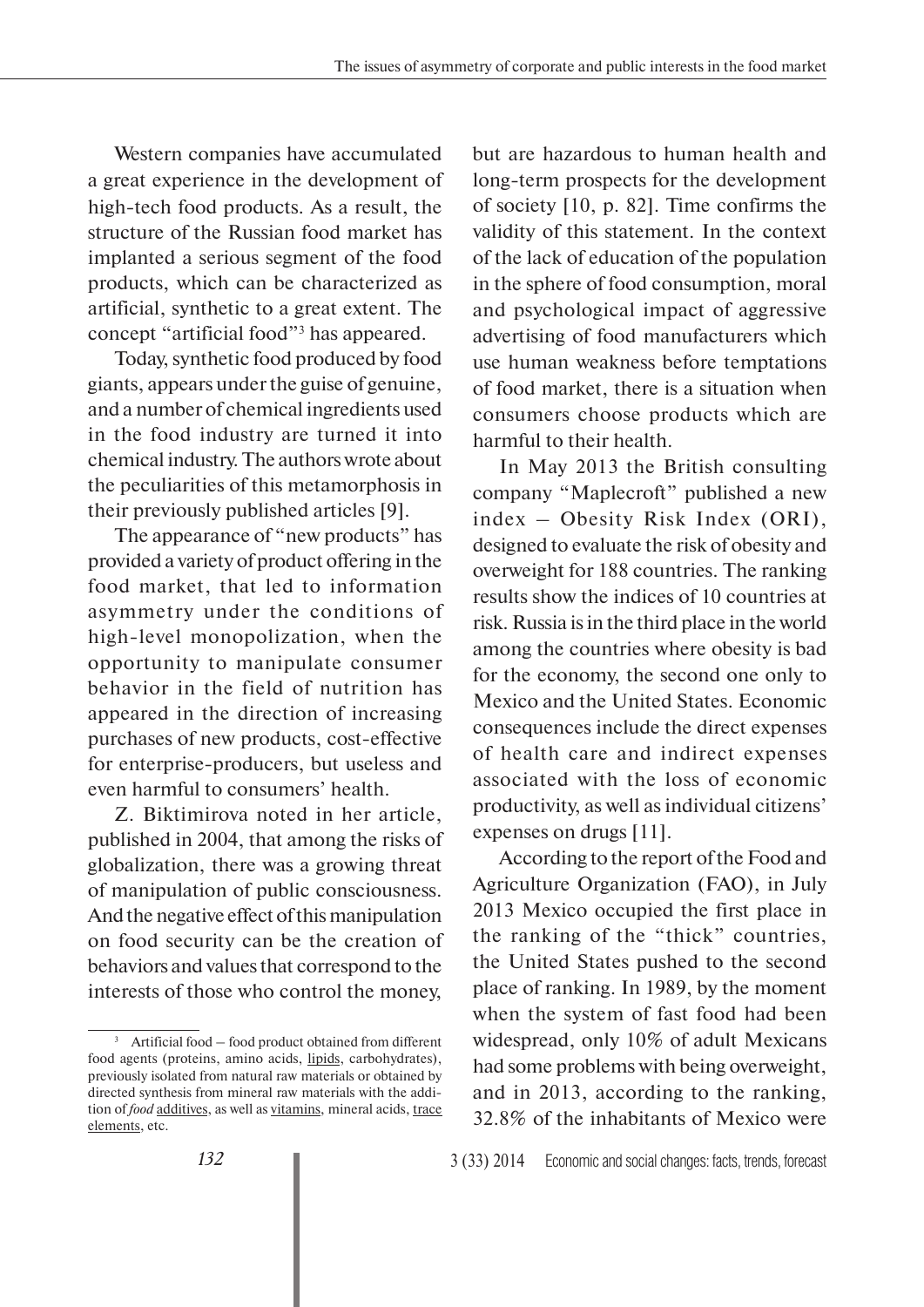Western companies have accumulated a great experience in the development of high-tech food products. As a result, the structure of the Russian food market has implanted a serious segment of the food products, which can be characterized as artificial, synthetic to a great extent. The concept "artificial food"[3] has appeared.

Today, synthetic food produced by food giants, appears under the guise of genuine, and a number of chemical ingredients used in the food industry are turned it into chemical industry. The authors wrote about the peculiarities of this metamorphosis in their previously published articles [9].

The appearance of "new products" has provided a variety of product offering in the food market, that led to information asymmetry under the conditions of high-level monopolization, when the opportunity to manipulate consumer behavior in the field of nutrition has appeared in the direction of increasing purchases of new products, cost-effective for enterprise-producers, but useless and even harmful to consumers' health.

Z. Biktimirova noted in her article, published in 2004, that among the risks of globalization, there was a growing threat of manipulation of public consciousness. And the negative effect of this manipulation on food security can be the creation of behaviors and values that correspond to the interests of those who control the money, but are hazardous to human health and long-term prospects for the development of society [10, p. 82]. Time confirms the validity of this statement. In the context of the lack of education of the population in the sphere of food consumption, moral and psychological impact of aggressive advertising of food manufacturers which use human weakness before temptations of food market, there is a situation when consumers choose products which are harmful to their health.

In May 2013 the British consulting company "Maplecroft" published a new index – Obesity Risk Index (ORI), designed to evaluate the risk of obesity and overweight for 188 countries. The ranking results show the indices of 10 countries at risk. Russia is in the third place in the world among the countries where obesity is bad for the economy, the second one only to Mexico and the United States. Economic consequences include the direct expenses of health care and indirect expenses associated with the loss of economic productivity, as well as individual citizens' expenses on drugs [11].

According to the report of the Food and Agriculture Organization (FAO), in July 2013 Mexico occupied the first place in the ranking of the "thick" countries, the United States pushed to the second place of ranking. In 1989, by the moment when the system of fast food had been widespread, only 10% of adult Mexicans had some problems with being overweight, and in 2013, according to the ranking, 32.8% of the inhabitants of Mexico were

---

[3] Artificial food – food product obtained from different food agents (proteins, amino acids, lipids, carbohydrates), previously isolated from natural raw materials or obtained by directed synthesis from mineral raw materials with the addition of *food* additives, as well as vitamins, mineral acids, trace elements, etc.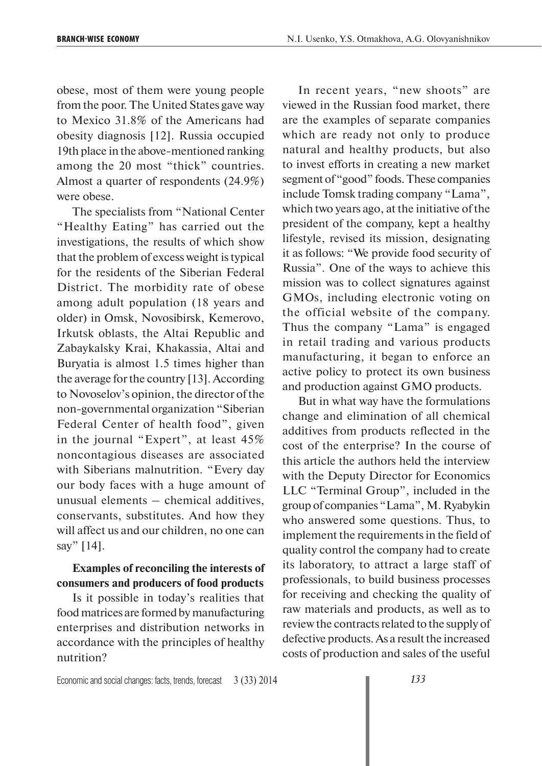obese, most of them were young people from the poor. The United States gave way to Mexico 31.8% of the Americans had obesity diagnosis [12]. Russia occupied 19th place in the above-mentioned ranking among the 20 most "thick" countries. Almost a quarter of respondents (24.9%) were obese.

The specialists from "National Center "Healthy Eating" has carried out the investigations, the results of which show that the problem of excess weight is typical for the residents of the Siberian Federal District. The morbidity rate of obese among adult population (18 years and older) in Omsk, Novosibirsk, Kemerovo, Irkutsk oblasts, the Altai Republic and Zabaykalsky Krai, Khakassia, Altai and Buryatia is almost 1.5 times higher than the average for the country [13]. According to Novoselov's opinion, the director of the non-governmental organization "Siberian Federal Center of health food", given in the journal "Expert", at least 45% noncontagious diseases are associated with Siberians malnutrition. "Every day our body faces with a huge amount of unusual elements – chemical additives, conservants, substitutes. And how they will affect us and our children, no one can say" [14].

**Examples of reconciling the interests of consumers and producers of food products**

Is it possible in today's realities that food matrices are formed by manufacturing enterprises and distribution networks in accordance with the principles of healthy nutrition?

In recent years, "new shoots" are viewed in the Russian food market, there are the examples of separate companies which are ready not only to produce natural and healthy products, but also to invest efforts in creating a new market segment of "good" foods. These companies include Tomsk trading company "Lama", which two years ago, at the initiative of the president of the company, kept a healthy lifestyle, revised its mission, designating it as follows: "We provide food security of Russia". One of the ways to achieve this mission was to collect signatures against GMOs, including electronic voting on the official website of the company. Thus the company "Lama" is engaged in retail trading and various products manufacturing, it began to enforce an active policy to protect its own business and production against GMO products.

But in what way have the formulations change and elimination of all chemical additives from products reflected in the cost of the enterprise? In the course of this article the authors held the interview with the Deputy Director for Economics LLC "Terminal Group", included in the group of companies "Lama", M. Ryabykin who answered some questions. Thus, to implement the requirements in the field of quality control the company had to create its laboratory, to attract a large staff of professionals, to build business processes for receiving and checking the quality of raw materials and products, as well as to review the contracts related to the supply of defective products. As a result the increased costs of production and sales of the useful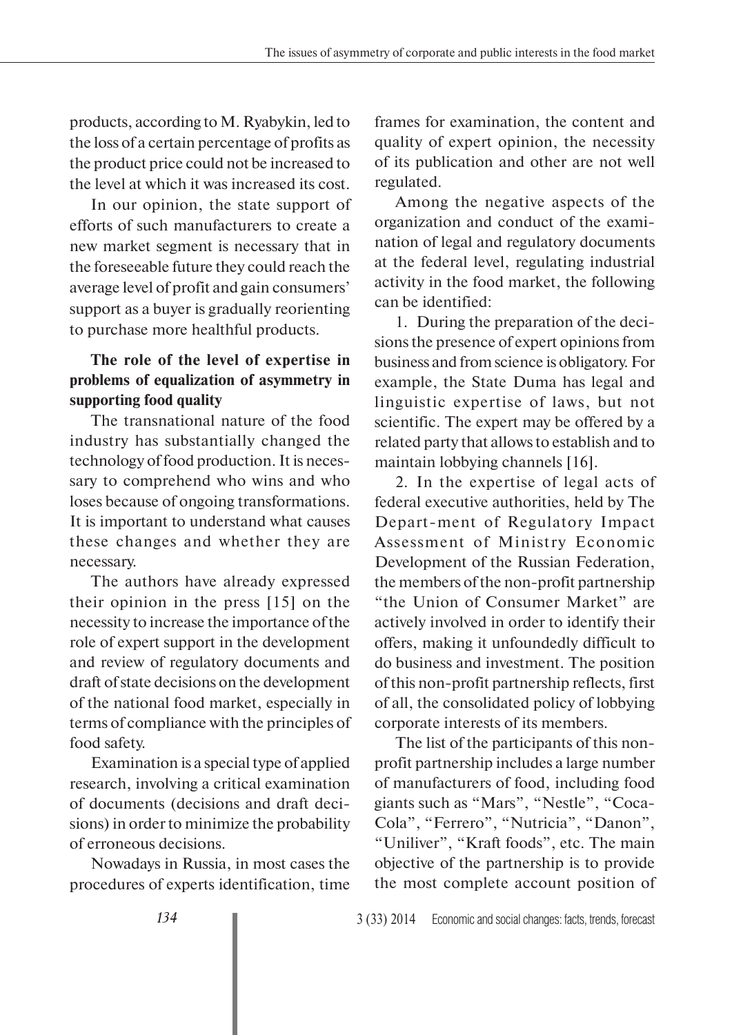products, according to M. Ryabykin, led to the loss of a certain percentage of profits as the product price could not be increased to the level at which it was increased its cost.

In our opinion, the state support of efforts of such manufacturers to create a new market segment is necessary that in the foreseeable future they could reach the average level of profit and gain consumers' support as a buyer is gradually reorienting to purchase more healthful products.

**The role of the level of expertise in problems of equalization of asymmetry in supporting food quality**

The transnational nature of the food industry has substantially changed the technology of food production. It is necessary to comprehend who wins and who loses because of ongoing transformations. It is important to understand what causes these changes and whether they are necessary.

The authors have already expressed their opinion in the press [15] on the necessity to increase the importance of the role of expert support in the development and review of regulatory documents and draft of state decisions on the development of the national food market, especially in terms of compliance with the principles of food safety.

Examination is a special type of applied research, involving a critical examination of documents (decisions and draft decisions) in order to minimize the probability of erroneous decisions.

Nowadays in Russia, in most cases the procedures of experts identification, time frames for examination, the content and quality of expert opinion, the necessity of its publication and other are not well regulated.

Among the negative aspects of the organization and conduct of the examination of legal and regulatory documents at the federal level, regulating industrial activity in the food market, the following can be identified:

1. During the preparation of the decisions the presence of expert opinions from business and from science is obligatory. For example, the State Duma has legal and linguistic expertise of laws, but not scientific. The expert may be offered by a related party that allows to establish and to maintain lobbying channels [16].

2. In the expertise of legal acts of federal executive authorities, held by The Depart-ment of Regulatory Impact Assessment of Ministry Economic Development of the Russian Federation, the members of the non-profit partnership "the Union of Consumer Market" are actively involved in order to identify their offers, making it unfoundedly difficult to do business and investment. The position of this non-profit partnership reflects, first of all, the consolidated policy of lobbying corporate interests of its members.

The list of the participants of this non-profit partnership includes a large number of manufacturers of food, including food giants such as "Mars", "Nestle", "Coca-Cola", "Ferrero", "Nutricia", "Danon", "Uniliver", "Kraft foods", etc. The main objective of the partnership is to provide the most complete account position of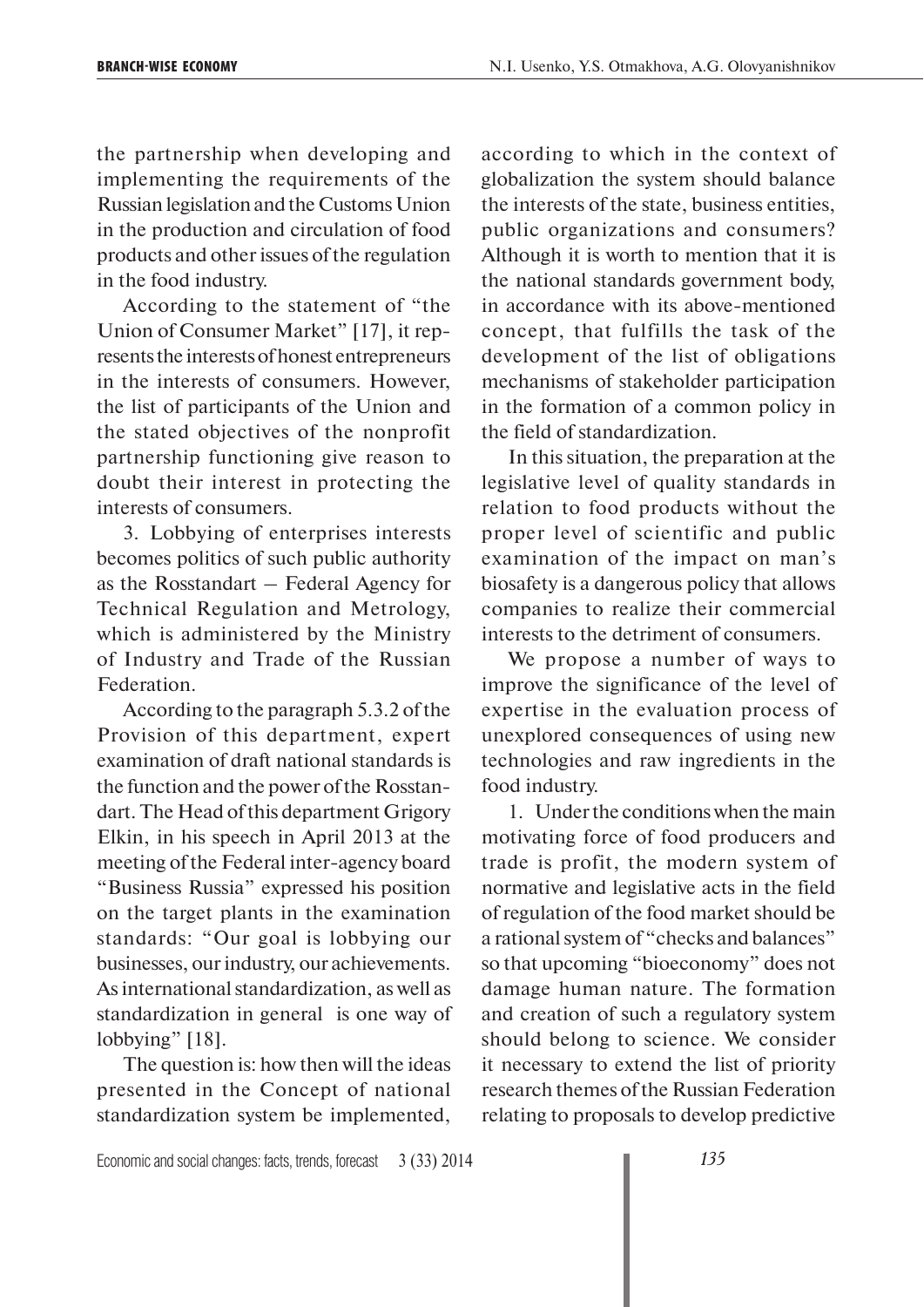the partnership when developing and implementing the requirements of the Russian legislation and the Customs Union in the production and circulation of food products and other issues of the regulation in the food industry.

According to the statement of "the Union of Consumer Market" [17], it represents the interests of honest entrepreneurs in the interests of consumers. However, the list of participants of the Union and the stated objectives of the nonprofit partnership functioning give reason to doubt their interest in protecting the interests of consumers.

3. Lobbying of enterprises interests becomes politics of such public authority as the Rosstandart – Federal Agency for Technical Regulation and Metrology, which is administered by the Ministry of Industry and Trade of the Russian Federation.

According to the paragraph 5.3.2 of the Provision of this department, expert examination of draft national standards is the function and the power of the Rosstandart. The Head of this department Grigory Elkin, in his speech in April 2013 at the meeting of the Federal inter-agency board "Business Russia" expressed his position on the target plants in the examination standards: "Our goal is lobbying our businesses, our industry, our achievements. As international standardization, as well as standardization in general is one way of lobbying" [18].

The question is: how then will the ideas presented in the Concept of national standardization system be implemented, according to which in the context of globalization the system should balance the interests of the state, business entities, public organizations and consumers? Although it is worth to mention that it is the national standards government body, in accordance with its above-mentioned concept, that fulfills the task of the development of the list of obligations mechanisms of stakeholder participation in the formation of a common policy in the field of standardization.

In this situation, the preparation at the legislative level of quality standards in relation to food products without the proper level of scientific and public examination of the impact on man's biosafety is a dangerous policy that allows companies to realize their commercial interests to the detriment of consumers.

We propose a number of ways to improve the significance of the level of expertise in the evaluation process of unexplored consequences of using new technologies and raw ingredients in the food industry.

1. Under the conditions when the main motivating force of food producers and trade is profit, the modern system of normative and legislative acts in the field of regulation of the food market should be a rational system of "checks and balances" so that upcoming "bioeconomy" does not damage human nature. The formation and creation of such a regulatory system should belong to science. We consider it necessary to extend the list of priority research themes of the Russian Federation relating to proposals to develop predictive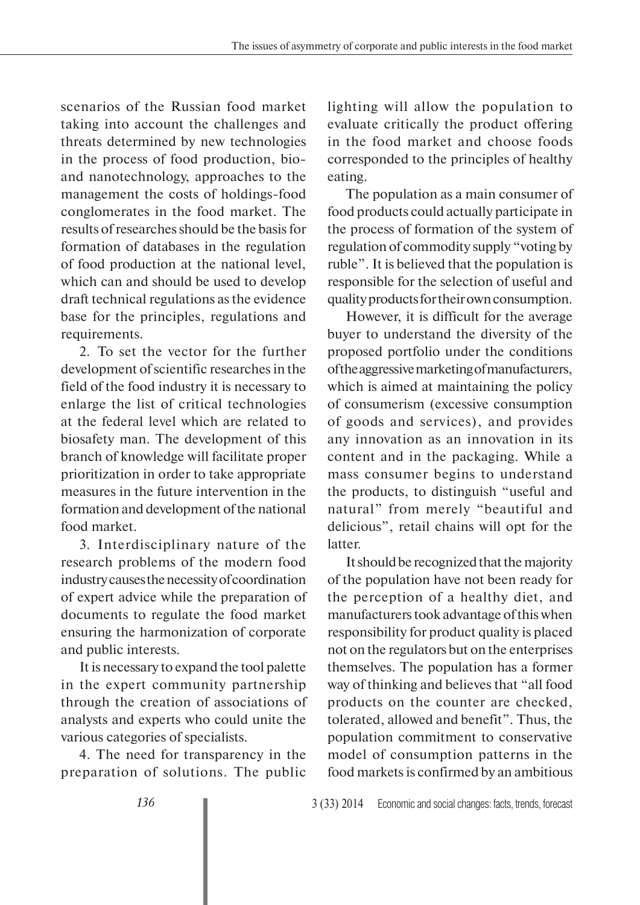scenarios of the Russian food market taking into account the challenges and threats determined by new technologies in the process of food production, bio- and nanotechnology, approaches to the management the costs of holdings-food conglomerates in the food market. The results of researches should be the basis for formation of databases in the regulation of food production at the national level, which can and should be used to develop draft technical regulations as the evidence base for the principles, regulations and requirements.

2. To set the vector for the further development of scientific researches in the field of the food industry it is necessary to enlarge the list of critical technologies at the federal level which are related to biosafety man. The development of this branch of knowledge will facilitate proper prioritization in order to take appropriate measures in the future intervention in the formation and development of the national food market.

3. Interdisciplinary nature of the research problems of the modern food industry causes the necessity of coordination of expert advice while the preparation of documents to regulate the food market ensuring the harmonization of corporate and public interests.

It is necessary to expand the tool palette in the expert community partnership through the creation of associations of analysts and experts who could unite the various categories of specialists.

4. The need for transparency in the preparation of solutions. The public lighting will allow the population to evaluate critically the product offering in the food market and choose foods corresponded to the principles of healthy eating.

The population as a main consumer of food products could actually participate in the process of formation of the system of regulation of commodity supply "voting by ruble". It is believed that the population is responsible for the selection of useful and quality products for their own consumption.

However, it is difficult for the average buyer to understand the diversity of the proposed portfolio under the conditions of the aggressive marketing of manufacturers, which is aimed at maintaining the policy of consumerism (excessive consumption of goods and services), and provides any innovation as an innovation in its content and in the packaging. While a mass consumer begins to understand the products, to distinguish "useful and natural" from merely "beautiful and delicious", retail chains will opt for the latter.

It should be recognized that the majority of the population have not been ready for the perception of a healthy diet, and manufacturers took advantage of this when responsibility for product quality is placed not on the regulators but on the enterprises themselves. The population has a former way of thinking and believes that "all food products on the counter are checked, tolerated, allowed and benefit". Thus, the population commitment to conservative model of consumption patterns in the food markets is confirmed by an ambitious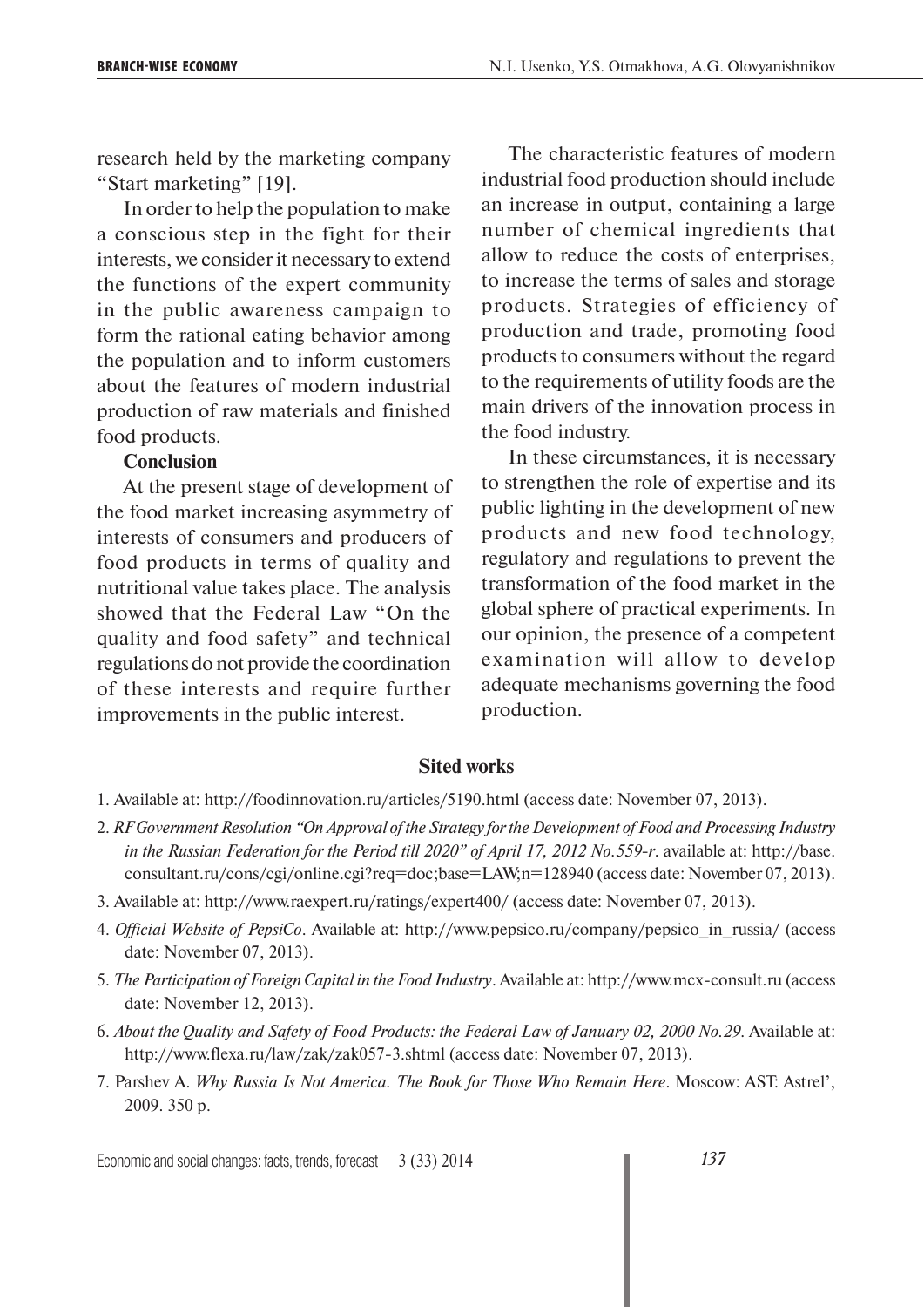research held by the marketing company "Start marketing" [19].

In order to help the population to make a conscious step in the fight for their interests, we consider it necessary to extend the functions of the expert community in the public awareness campaign to form the rational eating behavior among the population and to inform customers about the features of modern industrial production of raw materials and finished food products.

**Conclusion**

At the present stage of development of the food market increasing asymmetry of interests of consumers and producers of food products in terms of quality and nutritional value takes place. The analysis showed that the Federal Law "On the quality and food safety" and technical regulations do not provide the coordination of these interests and require further improvements in the public interest.

The characteristic features of modern industrial food production should include an increase in output, containing a large number of chemical ingredients that allow to reduce the costs of enterprises, to increase the terms of sales and storage products. Strategies of efficiency of production and trade, promoting food products to consumers without the regard to the requirements of utility foods are the main drivers of the innovation process in the food industry.

In these circumstances, it is necessary to strengthen the role of expertise and its public lighting in the development of new products and new food technology, regulatory and regulations to prevent the transformation of the food market in the global sphere of practical experiments. In our opinion, the presence of a competent examination will allow to develop adequate mechanisms governing the food production.

## Sited works

1. Available at: http://foodinnovation.ru/articles/5190.html (access date: November 07, 2013).
2. *RF Government Resolution "On Approval of the Strategy for the Development of Food and Processing Industry in the Russian Federation for the Period till 2020" of April 17, 2012 No.559-r*. available at: http://base.consultant.ru/cons/cgi/online.cgi?req=doc;base=LAW;n=128940 (access date: November 07, 2013).
3. Available at: http://www.raexpert.ru/ratings/expert400/ (access date: November 07, 2013).
4. *Official Website of PepsiCo*. Available at: http://www.pepsico.ru/company/pepsico_in_russia/ (access date: November 07, 2013).
5. *The Participation of Foreign Capital in the Food Industry*. Available at: http://www.mcx-consult.ru (access date: November 12, 2013).
6. *About the Quality and Safety of Food Products: the Federal Law of January 02, 2000 No.29*. Available at: http://www.flexa.ru/law/zak/zak057-3.shtml (access date: November 07, 2013).
7. Parshev A. *Why Russia Is Not America. The Book for Those Who Remain Here*. Moscow: AST: Astrel', 2009. 350 p.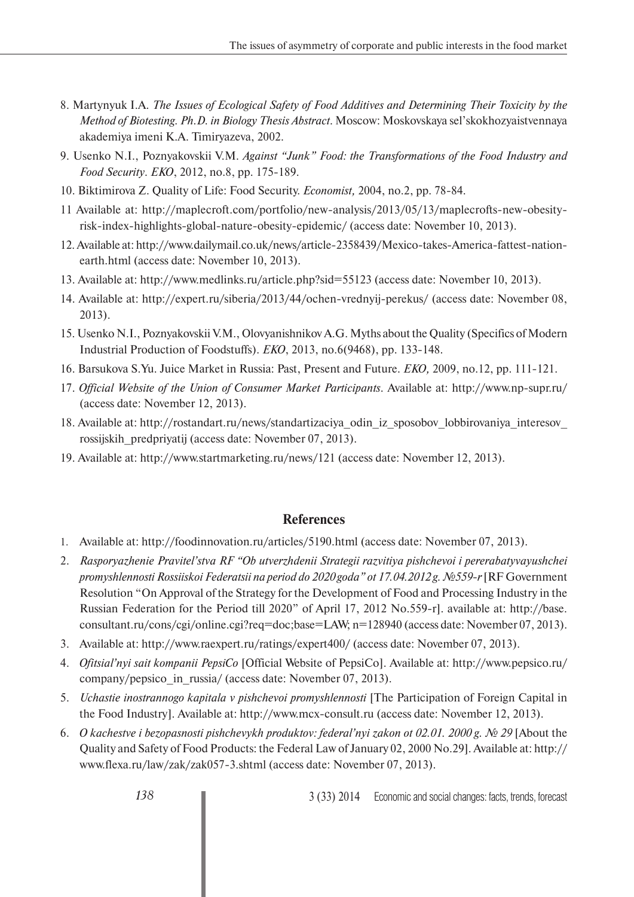8. Martynyuk I.A. *The Issues of Ecological Safety of Food Additives and Determining Their Toxicity by the Method of Biotesting. Ph.D. in Biology Thesis Abstract*. Moscow: Moskovskaya sel'skokhozyaistvennaya akademiya imeni K.A. Timiryazeva, 2002.

9. Usenko N.I., Poznyakovskii V.M. *Against "Junk" Food: the Transformations of the Food Industry and Food Security*. *EKO*, 2012, no.8, pp. 175-189.

10. Biktimirova Z. Quality of Life: Food Security. *Economist,* 2004, no.2, pp. 78-84.

11 Available at: http://maplecroft.com/portfolio/new-analysis/2013/05/13/maplecrofts-new-obesity-risk-index-highlights-global-nature-obesity-epidemic/ (access date: November 10, 2013).

12. Available at: http://www.dailymail.co.uk/news/article-2358439/Mexico-takes-America-fattest-nation-earth.html (access date: November 10, 2013).

13. Available at: http://www.medlinks.ru/article.php?sid=55123 (access date: November 10, 2013).

14. Available at: http://expert.ru/siberia/2013/44/ochen-vrednyij-perekus/ (access date: November 08, 2013).

15. Usenko N.I., Poznyakovskii V.M., Olovyanishnikov A.G. Myths about the Quality (Specifics of Modern Industrial Production of Foodstuffs). *EKO*, 2013, no.6(9468), pp. 133-148.

16. Barsukova S.Yu. Juice Market in Russia: Past, Present and Future. *EKO,* 2009, no.12, pp. 111-121.

17. *Official Website of the Union of Consumer Market Participants*. Available at: http://www.np-supr.ru/ (access date: November 12, 2013).

18. Available at: http://rostandart.ru/news/standartizaciya_odin_iz_sposobov_lobbirovaniya_interesov_rossijskih_predpriyatij (access date: November 07, 2013).

19. Available at: http://www.startmarketing.ru/news/121 (access date: November 12, 2013).

## References

1. Available at: http://foodinnovation.ru/articles/5190.html (access date: November 07, 2013).

2. *Rasporyazhenie Pravitel'stva RF "Ob utverzhdenii Strategii razvitiya pishchevoi i pererabatyvayushchei promyshlennosti Rossiiskoi Federatsii na period do 2020 goda" ot 17.04.2012 g. №559-r* [RF Government Resolution "On Approval of the Strategy for the Development of Food and Processing Industry in the Russian Federation for the Period till 2020" of April 17, 2012 No.559-r]. available at: http://base.consultant.ru/cons/cgi/online.cgi?req=doc;base=LAW; n=128940 (access date: November 07, 2013).

3. Available at: http://www.raexpert.ru/ratings/expert400/ (access date: November 07, 2013).

4. *Ofitsial'nyi sait kompanii PepsiCo* [Official Website of PepsiCo]. Available at: http://www.pepsico.ru/company/pepsico_in_russia/ (access date: November 07, 2013).

5. *Uchastie inostrannogo kapitala v pishchevoi promyshlennosti* [The Participation of Foreign Capital in the Food Industry]. Available at: http://www.mcx-consult.ru (access date: November 12, 2013).

6. *O kachestve i bezopasnosti pishchevykh produktov: federal'nyi zakon ot 02.01. 2000 g. № 29* [About the Quality and Safety of Food Products: the Federal Law of January 02, 2000 No.29]. Available at: http://www.flexa.ru/law/zak/zak057-3.shtml (access date: November 07, 2013).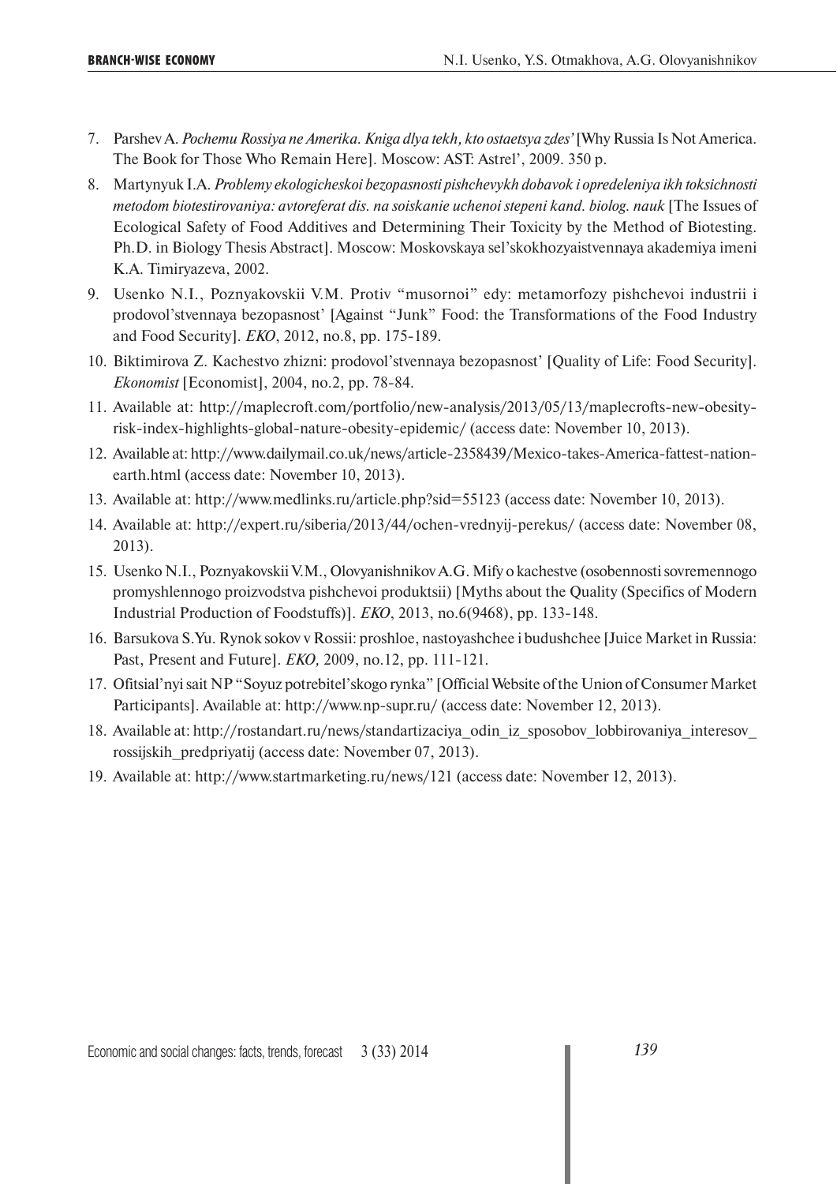7. Parshev A. *Pochemu Rossiya ne Amerika. Kniga dlya tekh, kto ostaetsya zdes'* [Why Russia Is Not America. The Book for Those Who Remain Here]. Moscow: AST: Astrel', 2009. 350 p.
8. Martynyuk I.A. *Problemy ekologicheskoi bezopasnosti pishchevykh dobavok i opredeleniya ikh toksichnosti metodom biotestirovaniya: avtoreferat dis. na soiskanie uchenoi stepeni kand. biolog. nauk* [The Issues of Ecological Safety of Food Additives and Determining Their Toxicity by the Method of Biotesting. Ph.D. in Biology Thesis Abstract]. Moscow: Moskovskaya sel'skokhozyaistvennaya akademiya imeni K.A. Timiryazeva, 2002.
9. Usenko N.I., Poznyakovskii V.M. Protiv "musornoi" edy: metamorfozy pishchevoi industrii i prodovol'stvennaya bezopasnost' [Against "Junk" Food: the Transformations of the Food Industry and Food Security]. *EKO*, 2012, no.8, pp. 175-189.
10. Biktimirova Z. Kachestvo zhizni: prodovol'stvennaya bezopasnost' [Quality of Life: Food Security]. *Ekonomist* [Economist], 2004, no.2, pp. 78-84.
11. Available at: http://maplecroft.com/portfolio/new-analysis/2013/05/13/maplecrofts-new-obesity-risk-index-highlights-global-nature-obesity-epidemic/ (access date: November 10, 2013).
12. Available at: http://www.dailymail.co.uk/news/article-2358439/Mexico-takes-America-fattest-nation-earth.html (access date: November 10, 2013).
13. Available at: http://www.medlinks.ru/article.php?sid=55123 (access date: November 10, 2013).
14. Available at: http://expert.ru/siberia/2013/44/ochen-vrednyij-perekus/ (access date: November 08, 2013).
15. Usenko N.I., Poznyakovskii V.M., Olovyanishnikov A.G. Mify o kachestve (osobennosti sovremennogo promyshlennogo proizvodstva pishchevoi produktsii) [Myths about the Quality (Specifics of Modern Industrial Production of Foodstuffs)]. *EKO*, 2013, no.6(9468), pp. 133-148.
16. Barsukova S.Yu. Rynok sokov v Rossii: proshloe, nastoyashchee i budushchee [Juice Market in Russia: Past, Present and Future]. *EKO,* 2009, no.12, pp. 111-121.
17. Ofitsial'nyi sait NP "Soyuz potrebitel'skogo rynka" [Official Website of the Union of Consumer Market Participants]. Available at: http://www.np-supr.ru/ (access date: November 12, 2013).
18. Available at: http://rostandart.ru/news/standartizaciya_odin_iz_sposobov_lobbirovaniya_interesov_rossijskih_predpriyatij (access date: November 07, 2013).
19. Available at: http://www.startmarketing.ru/news/121 (access date: November 12, 2013).